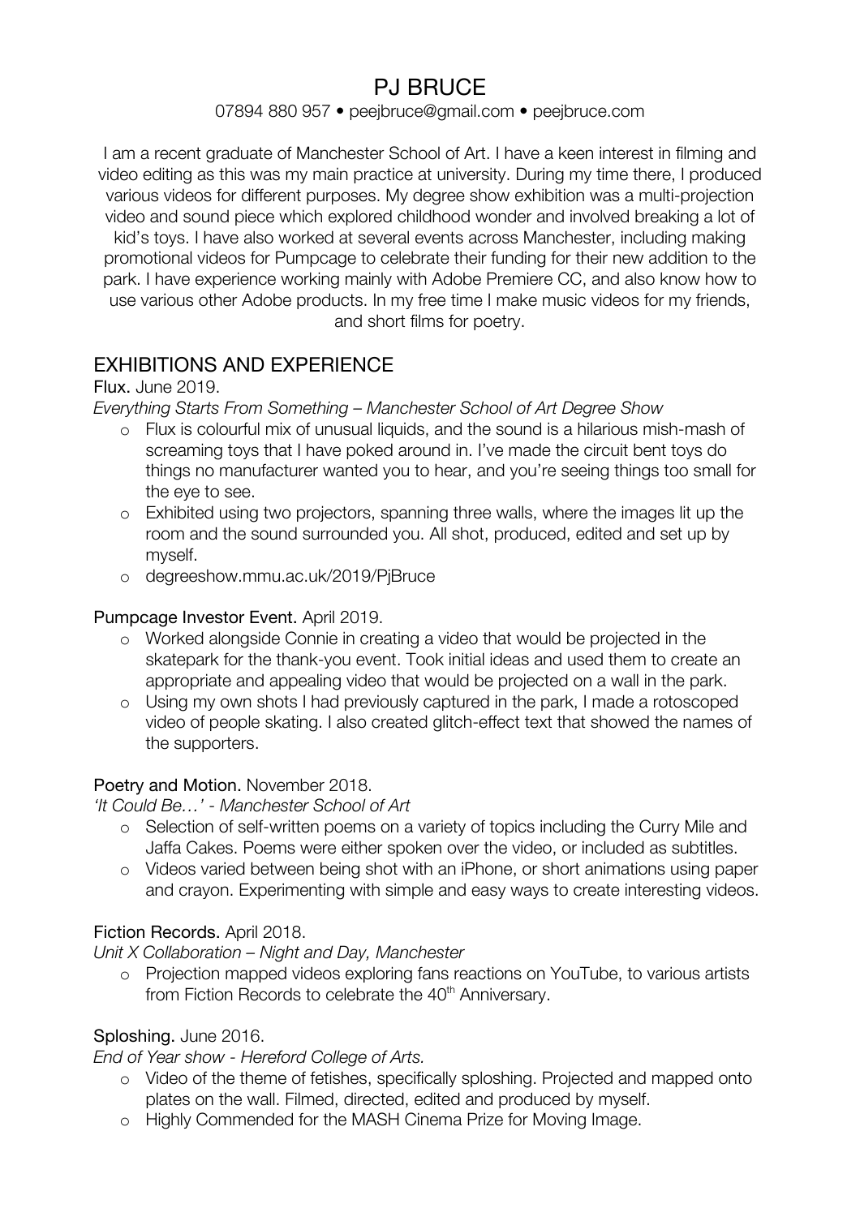# PJ BRUCE

07894 880 957 • peejbruce@gmail.com • peejbruce.com

I am a recent graduate of Manchester School of Art. I have a keen interest in filming and video editing as this was my main practice at university. During my time there, I produced various videos for different purposes. My degree show exhibition was a multi-projection video and sound piece which explored childhood wonder and involved breaking a lot of kid's toys. I have also worked at several events across Manchester, including making promotional videos for Pumpcage to celebrate their funding for their new addition to the park. I have experience working mainly with Adobe Premiere CC, and also know how to use various other Adobe products. In my free time I make music videos for my friends, and short films for poetry.

## EXHIBITIONS AND EXPERIENCE

Flux. June 2019.

*Everything Starts From Something – Manchester School of Art Degree Show*

- Flux is colourful mix of unusual liquids, and the sound is a hilarious mish-mash of screaming toys that I have poked around in. I've made the circuit bent toys do things no manufacturer wanted you to hear, and you're seeing things too small for the eye to see.
- Exhibited using two projectors, spanning three walls, where the images lit up the room and the sound surrounded you. All shot, produced, edited and set up by myself.
- degreeshow.mmu.ac.uk/2019/PjBruce

Pumpcage Investor Event. April 2019.

- Worked alongside Connie in creating a video that would be projected in the skatepark for the thank-you event. Took initial ideas and used them to create an appropriate and appealing video that would be projected on a wall in the park.
- Using my own shots I had previously captured in the park, I made a rotoscoped video of people skating. I also created glitch-effect text that showed the names of the supporters.

Poetry and Motion. November 2018.

*'It Could Be…' - Manchester School of Art*

- Selection of self-written poems on a variety of topics including the Curry Mile and Jaffa Cakes. Poems were either spoken over the video, or included as subtitles.
- Videos varied between being shot with an iPhone, or short animations using paper and crayon. Experimenting with simple and easy ways to create interesting videos.

Fiction Records. April 2018.

*Unit X Collaboration – Night and Day, Manchester*

- Projection mapped videos exploring fans reactions on YouTube, to various artists from Fiction Records to celebrate the 40th Anniversary.

Sploshing. June 2016.

*End of Year show - Hereford College of Arts.*

- Video of the theme of fetishes, specifically sploshing. Projected and mapped onto plates on the wall. Filmed, directed, edited and produced by myself.
- Highly Commended for the MASH Cinema Prize for Moving Image.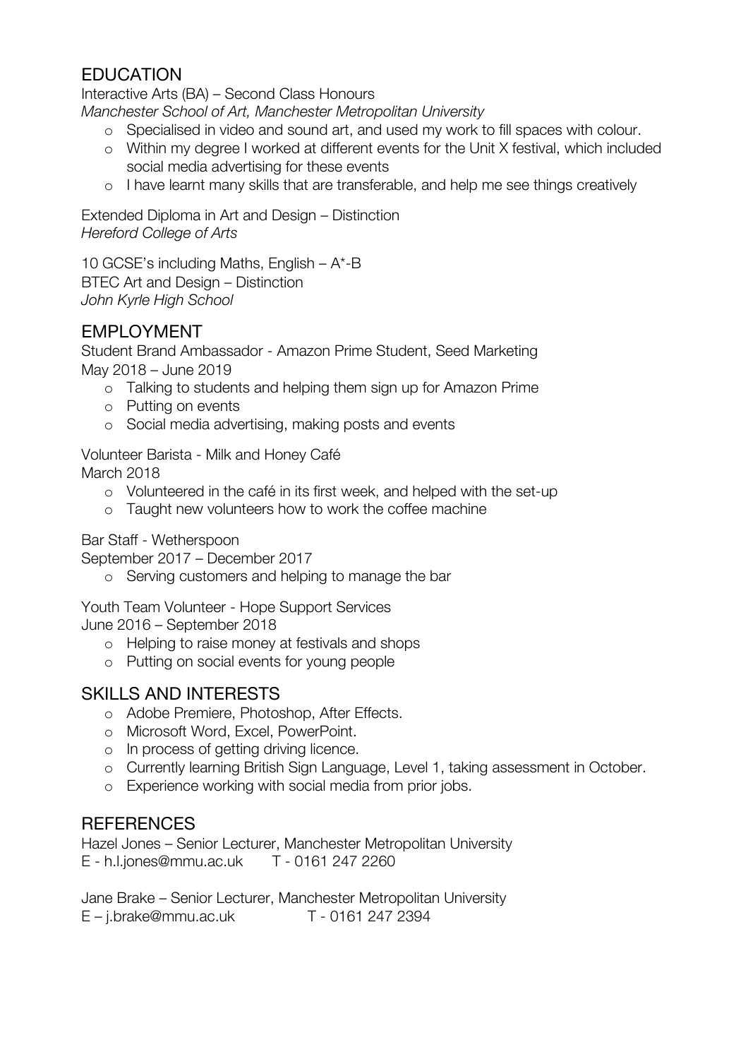## EDUCATION

Interactive Arts (BA) – Second Class Honours
*Manchester School of Art, Manchester Metropolitan University*

- Specialised in video and sound art, and used my work to fill spaces with colour.
- Within my degree I worked at different events for the Unit X festival, which included social media advertising for these events
- I have learnt many skills that are transferable, and help me see things creatively

Extended Diploma in Art and Design – Distinction
*Hereford College of Arts*

10 GCSE's including Maths, English – A*-B
BTEC Art and Design – Distinction
*John Kyrle High School*

## EMPLOYMENT

Student Brand Ambassador - Amazon Prime Student, Seed Marketing
May 2018 – June 2019

- Talking to students and helping them sign up for Amazon Prime
- Putting on events
- Social media advertising, making posts and events

Volunteer Barista - Milk and Honey Café
March 2018

- Volunteered in the café in its first week, and helped with the set-up
- Taught new volunteers how to work the coffee machine

Bar Staff - Wetherspoon
September 2017 – December 2017

- Serving customers and helping to manage the bar

Youth Team Volunteer - Hope Support Services
June 2016 – September 2018

- Helping to raise money at festivals and shops
- Putting on social events for young people

## SKILLS AND INTERESTS

- Adobe Premiere, Photoshop, After Effects.
- Microsoft Word, Excel, PowerPoint.
- In process of getting driving licence.
- Currently learning British Sign Language, Level 1, taking assessment in October.
- Experience working with social media from prior jobs.

## REFERENCES

Hazel Jones – Senior Lecturer, Manchester Metropolitan University
E - h.l.jones@mmu.ac.uk T - 0161 247 2260

Jane Brake – Senior Lecturer, Manchester Metropolitan University
E – j.brake@mmu.ac.uk T - 0161 247 2394